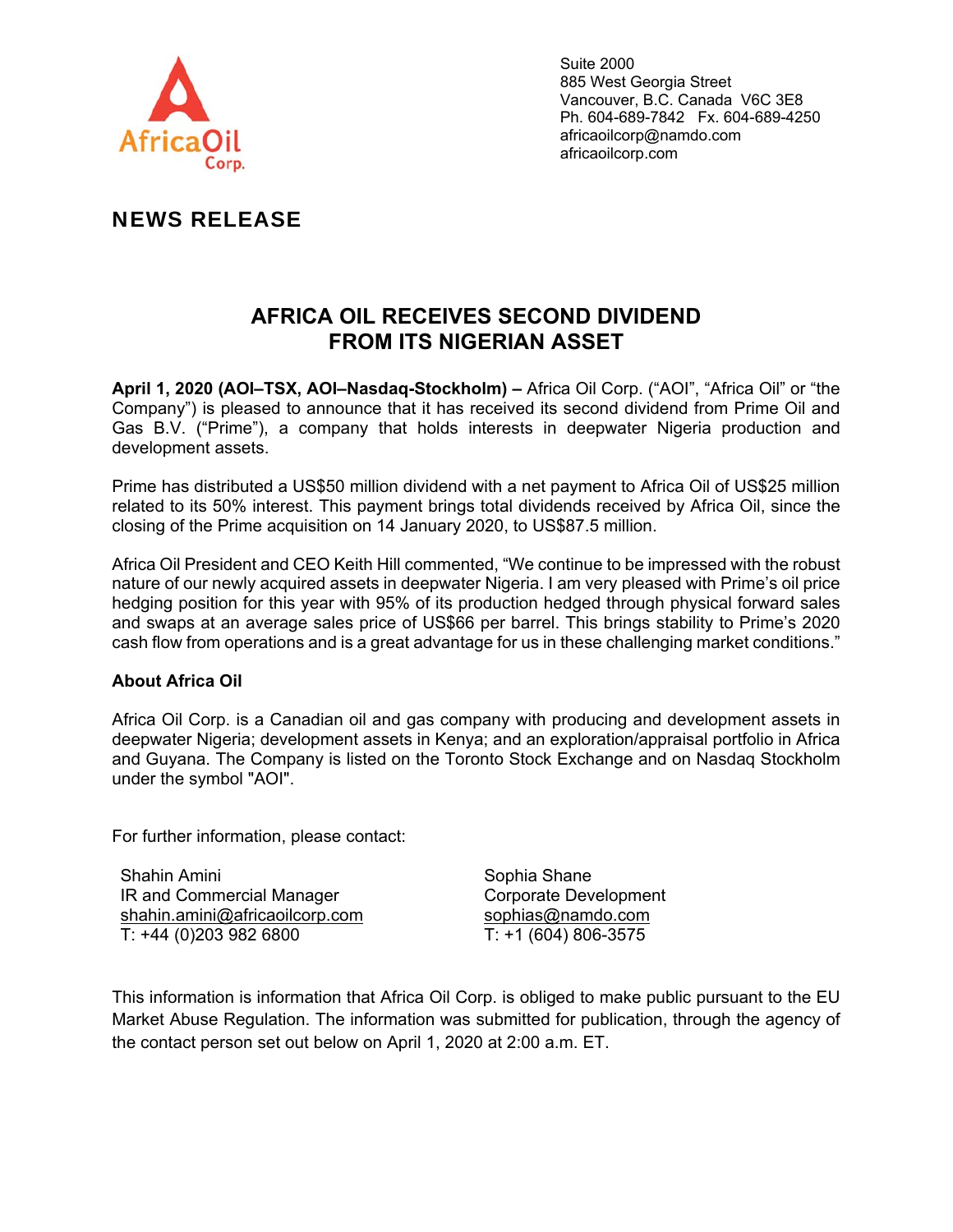Suite 2000
885 West Georgia Street
Vancouver, B.C. Canada V6C 3E8
Ph. 604-689-7842 Fx. 604-689-4250
africaoilcorp@namdo.com
africaoilcorp.com

## NEWS RELEASE

# AFRICA OIL RECEIVES SECOND DIVIDEND FROM ITS NIGERIAN ASSET

**April 1, 2020 (AOI–TSX, AOI–Nasdaq-Stockholm) –** Africa Oil Corp. ("AOI", "Africa Oil" or "the Company") is pleased to announce that it has received its second dividend from Prime Oil and Gas B.V. ("Prime"), a company that holds interests in deepwater Nigeria production and development assets.

Prime has distributed a US$50 million dividend with a net payment to Africa Oil of US$25 million related to its 50% interest. This payment brings total dividends received by Africa Oil, since the closing of the Prime acquisition on 14 January 2020, to US$87.5 million.

Africa Oil President and CEO Keith Hill commented, "We continue to be impressed with the robust nature of our newly acquired assets in deepwater Nigeria. I am very pleased with Prime's oil price hedging position for this year with 95% of its production hedged through physical forward sales and swaps at an average sales price of US$66 per barrel. This brings stability to Prime's 2020 cash flow from operations and is a great advantage for us in these challenging market conditions."

**About Africa Oil**

Africa Oil Corp. is a Canadian oil and gas company with producing and development assets in deepwater Nigeria; development assets in Kenya; and an exploration/appraisal portfolio in Africa and Guyana. The Company is listed on the Toronto Stock Exchange and on Nasdaq Stockholm under the symbol "AOI".

For further information, please contact:

Shahin Amini
IR and Commercial Manager
shahin.amini@africaoilcorp.com
T: +44 (0)203 982 6800

Sophia Shane
Corporate Development
sophias@namdo.com
T: +1 (604) 806-3575

This information is information that Africa Oil Corp. is obliged to make public pursuant to the EU Market Abuse Regulation. The information was submitted for publication, through the agency of the contact person set out below on April 1, 2020 at 2:00 a.m. ET.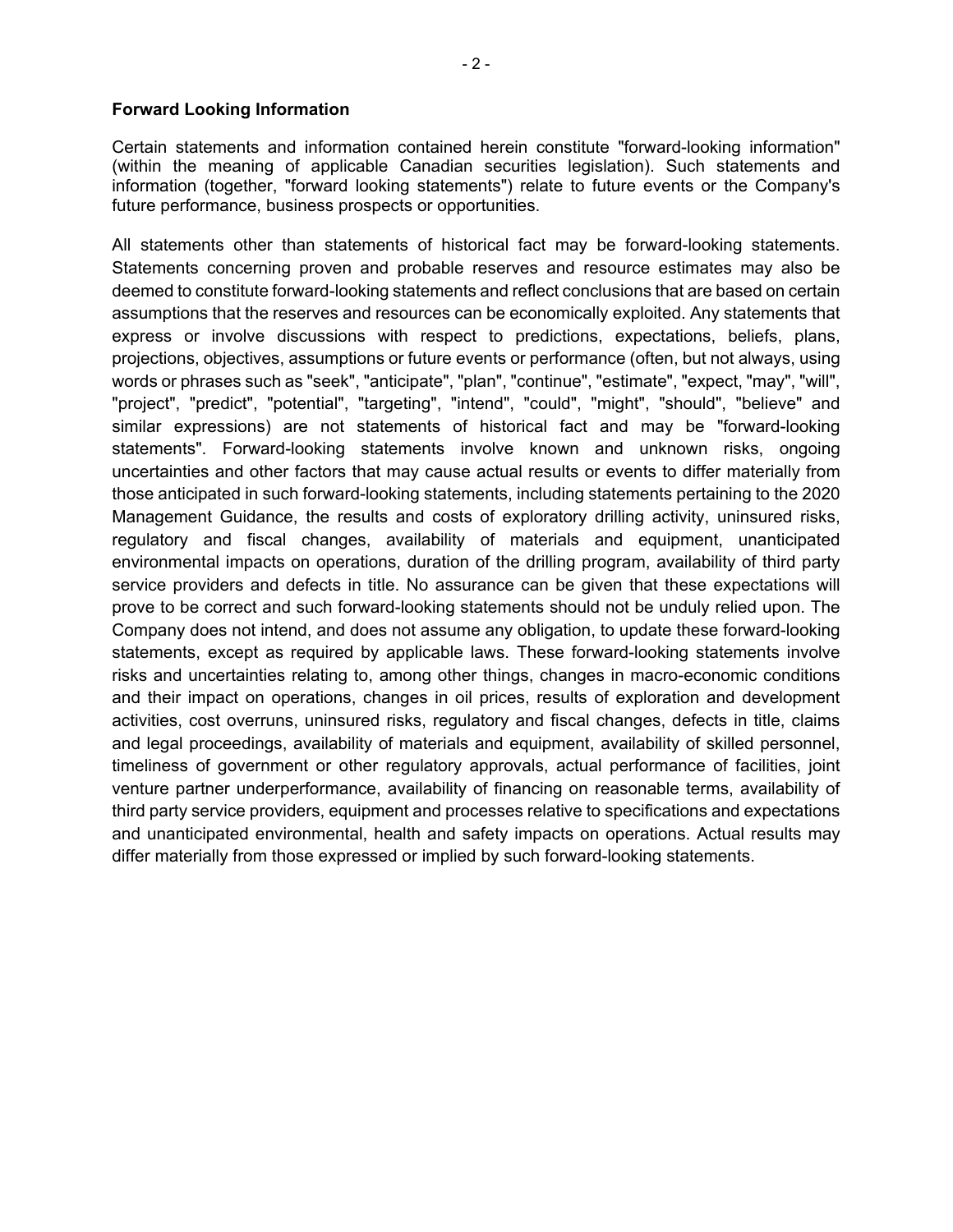**Forward Looking Information**

Certain statements and information contained herein constitute "forward-looking information" (within the meaning of applicable Canadian securities legislation). Such statements and information (together, "forward looking statements") relate to future events or the Company's future performance, business prospects or opportunities.

All statements other than statements of historical fact may be forward-looking statements. Statements concerning proven and probable reserves and resource estimates may also be deemed to constitute forward-looking statements and reflect conclusions that are based on certain assumptions that the reserves and resources can be economically exploited. Any statements that express or involve discussions with respect to predictions, expectations, beliefs, plans, projections, objectives, assumptions or future events or performance (often, but not always, using words or phrases such as "seek", "anticipate", "plan", "continue", "estimate", "expect, "may", "will", "project", "predict", "potential", "targeting", "intend", "could", "might", "should", "believe" and similar expressions) are not statements of historical fact and may be "forward-looking statements". Forward-looking statements involve known and unknown risks, ongoing uncertainties and other factors that may cause actual results or events to differ materially from those anticipated in such forward-looking statements, including statements pertaining to the 2020 Management Guidance, the results and costs of exploratory drilling activity, uninsured risks, regulatory and fiscal changes, availability of materials and equipment, unanticipated environmental impacts on operations, duration of the drilling program, availability of third party service providers and defects in title. No assurance can be given that these expectations will prove to be correct and such forward-looking statements should not be unduly relied upon. The Company does not intend, and does not assume any obligation, to update these forward-looking statements, except as required by applicable laws. These forward-looking statements involve risks and uncertainties relating to, among other things, changes in macro-economic conditions and their impact on operations, changes in oil prices, results of exploration and development activities, cost overruns, uninsured risks, regulatory and fiscal changes, defects in title, claims and legal proceedings, availability of materials and equipment, availability of skilled personnel, timeliness of government or other regulatory approvals, actual performance of facilities, joint venture partner underperformance, availability of financing on reasonable terms, availability of third party service providers, equipment and processes relative to specifications and expectations and unanticipated environmental, health and safety impacts on operations. Actual results may differ materially from those expressed or implied by such forward-looking statements.